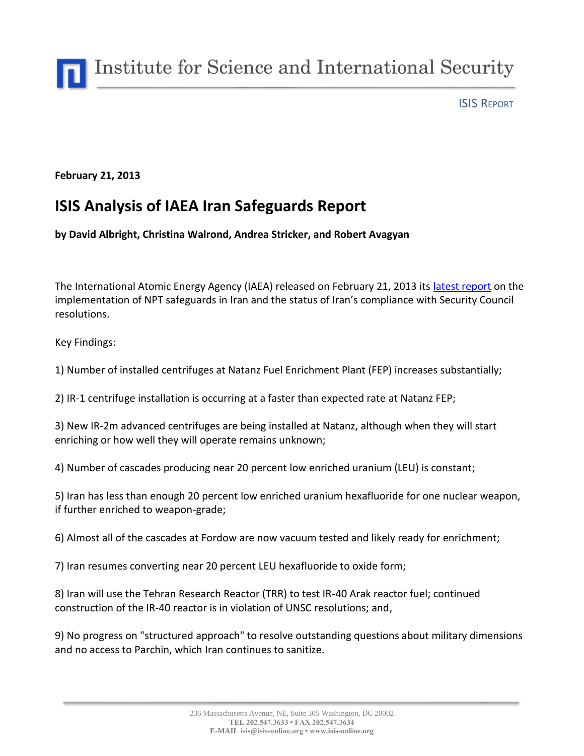# Institute for Science and International Security

ISIS REPORT

**February 21, 2013**

## ISIS Analysis of IAEA Iran Safeguards Report

**by David Albright, Christina Walrond, Andrea Stricker, and Robert Avagyan**

The International Atomic Energy Agency (IAEA) released on February 21, 2013 its latest report on the implementation of NPT safeguards in Iran and the status of Iran's compliance with Security Council resolutions.

Key Findings:

1) Number of installed centrifuges at Natanz Fuel Enrichment Plant (FEP) increases substantially;

2) IR-1 centrifuge installation is occurring at a faster than expected rate at Natanz FEP;

3) New IR-2m advanced centrifuges are being installed at Natanz, although when they will start enriching or how well they will operate remains unknown;

4) Number of cascades producing near 20 percent low enriched uranium (LEU) is constant;

5) Iran has less than enough 20 percent low enriched uranium hexafluoride for one nuclear weapon, if further enriched to weapon-grade;

6) Almost all of the cascades at Fordow are now vacuum tested and likely ready for enrichment;

7) Iran resumes converting near 20 percent LEU hexafluoride to oxide form;

8) Iran will use the Tehran Research Reactor (TRR) to test IR-40 Arak reactor fuel; continued construction of the IR-40 reactor is in violation of UNSC resolutions; and,

9) No progress on "structured approach" to resolve outstanding questions about military dimensions and no access to Parchin, which Iran continues to sanitize.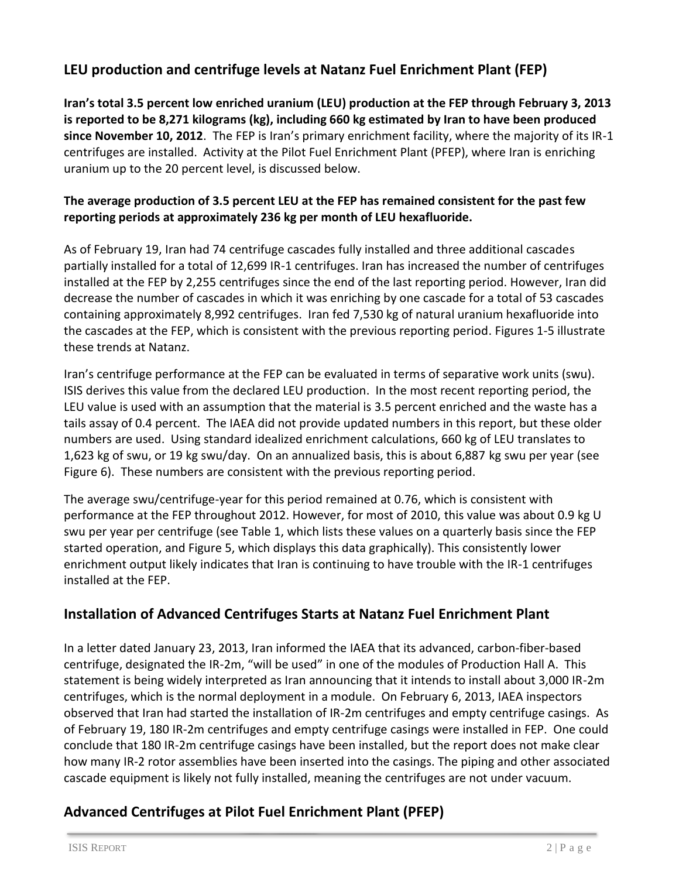## LEU production and centrifuge levels at Natanz Fuel Enrichment Plant (FEP)

**Iran's total 3.5 percent low enriched uranium (LEU) production at the FEP through February 3, 2013 is reported to be 8,271 kilograms (kg), including 660 kg estimated by Iran to have been produced since November 10, 2012**. The FEP is Iran's primary enrichment facility, where the majority of its IR-1 centrifuges are installed. Activity at the Pilot Fuel Enrichment Plant (PFEP), where Iran is enriching uranium up to the 20 percent level, is discussed below.

**The average production of 3.5 percent LEU at the FEP has remained consistent for the past few reporting periods at approximately 236 kg per month of LEU hexafluoride.**

As of February 19, Iran had 74 centrifuge cascades fully installed and three additional cascades partially installed for a total of 12,699 IR-1 centrifuges. Iran has increased the number of centrifuges installed at the FEP by 2,255 centrifuges since the end of the last reporting period. However, Iran did decrease the number of cascades in which it was enriching by one cascade for a total of 53 cascades containing approximately 8,992 centrifuges. Iran fed 7,530 kg of natural uranium hexafluoride into the cascades at the FEP, which is consistent with the previous reporting period. Figures 1-5 illustrate these trends at Natanz.

Iran's centrifuge performance at the FEP can be evaluated in terms of separative work units (swu). ISIS derives this value from the declared LEU production. In the most recent reporting period, the LEU value is used with an assumption that the material is 3.5 percent enriched and the waste has a tails assay of 0.4 percent. The IAEA did not provide updated numbers in this report, but these older numbers are used. Using standard idealized enrichment calculations, 660 kg of LEU translates to 1,623 kg of swu, or 19 kg swu/day. On an annualized basis, this is about 6,887 kg swu per year (see Figure 6). These numbers are consistent with the previous reporting period.

The average swu/centrifuge-year for this period remained at 0.76, which is consistent with performance at the FEP throughout 2012. However, for most of 2010, this value was about 0.9 kg U swu per year per centrifuge (see Table 1, which lists these values on a quarterly basis since the FEP started operation, and Figure 5, which displays this data graphically). This consistently lower enrichment output likely indicates that Iran is continuing to have trouble with the IR-1 centrifuges installed at the FEP.

## Installation of Advanced Centrifuges Starts at Natanz Fuel Enrichment Plant

In a letter dated January 23, 2013, Iran informed the IAEA that its advanced, carbon-fiber-based centrifuge, designated the IR-2m, "will be used" in one of the modules of Production Hall A. This statement is being widely interpreted as Iran announcing that it intends to install about 3,000 IR-2m centrifuges, which is the normal deployment in a module. On February 6, 2013, IAEA inspectors observed that Iran had started the installation of IR-2m centrifuges and empty centrifuge casings. As of February 19, 180 IR-2m centrifuges and empty centrifuge casings were installed in FEP. One could conclude that 180 IR-2m centrifuge casings have been installed, but the report does not make clear how many IR-2 rotor assemblies have been inserted into the casings. The piping and other associated cascade equipment is likely not fully installed, meaning the centrifuges are not under vacuum.

## Advanced Centrifuges at Pilot Fuel Enrichment Plant (PFEP)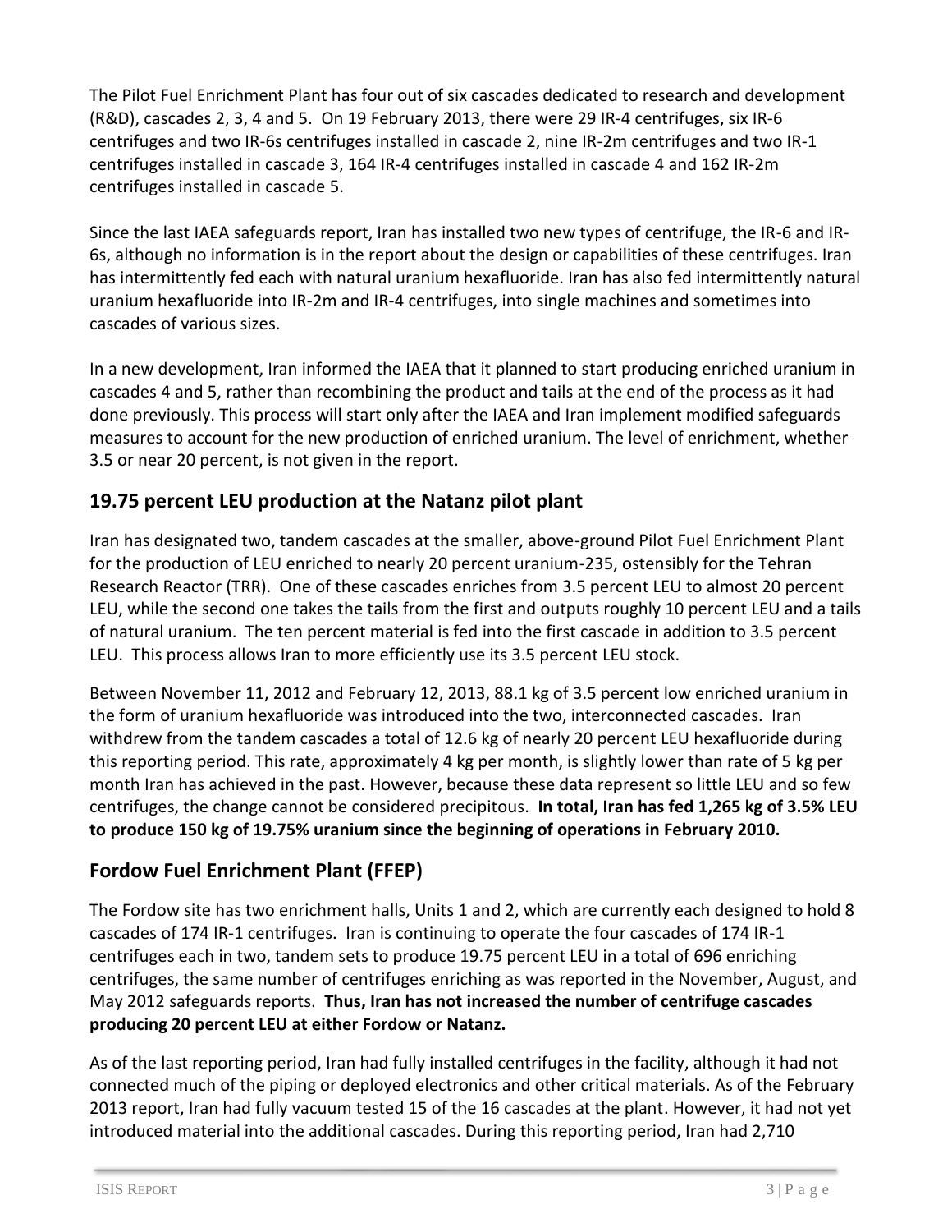The Pilot Fuel Enrichment Plant has four out of six cascades dedicated to research and development (R&D), cascades 2, 3, 4 and 5. On 19 February 2013, there were 29 IR-4 centrifuges, six IR-6 centrifuges and two IR-6s centrifuges installed in cascade 2, nine IR-2m centrifuges and two IR-1 centrifuges installed in cascade 3, 164 IR-4 centrifuges installed in cascade 4 and 162 IR-2m centrifuges installed in cascade 5.

Since the last IAEA safeguards report, Iran has installed two new types of centrifuge, the IR-6 and IR-6s, although no information is in the report about the design or capabilities of these centrifuges. Iran has intermittently fed each with natural uranium hexafluoride. Iran has also fed intermittently natural uranium hexafluoride into IR-2m and IR-4 centrifuges, into single machines and sometimes into cascades of various sizes.

In a new development, Iran informed the IAEA that it planned to start producing enriched uranium in cascades 4 and 5, rather than recombining the product and tails at the end of the process as it had done previously. This process will start only after the IAEA and Iran implement modified safeguards measures to account for the new production of enriched uranium. The level of enrichment, whether 3.5 or near 20 percent, is not given in the report.

## 19.75 percent LEU production at the Natanz pilot plant

Iran has designated two, tandem cascades at the smaller, above-ground Pilot Fuel Enrichment Plant for the production of LEU enriched to nearly 20 percent uranium-235, ostensibly for the Tehran Research Reactor (TRR). One of these cascades enriches from 3.5 percent LEU to almost 20 percent LEU, while the second one takes the tails from the first and outputs roughly 10 percent LEU and a tails of natural uranium. The ten percent material is fed into the first cascade in addition to 3.5 percent LEU. This process allows Iran to more efficiently use its 3.5 percent LEU stock.

Between November 11, 2012 and February 12, 2013, 88.1 kg of 3.5 percent low enriched uranium in the form of uranium hexafluoride was introduced into the two, interconnected cascades. Iran withdrew from the tandem cascades a total of 12.6 kg of nearly 20 percent LEU hexafluoride during this reporting period. This rate, approximately 4 kg per month, is slightly lower than rate of 5 kg per month Iran has achieved in the past. However, because these data represent so little LEU and so few centrifuges, the change cannot be considered precipitous. **In total, Iran has fed 1,265 kg of 3.5% LEU to produce 150 kg of 19.75% uranium since the beginning of operations in February 2010.**

## Fordow Fuel Enrichment Plant (FFEP)

The Fordow site has two enrichment halls, Units 1 and 2, which are currently each designed to hold 8 cascades of 174 IR-1 centrifuges. Iran is continuing to operate the four cascades of 174 IR-1 centrifuges each in two, tandem sets to produce 19.75 percent LEU in a total of 696 enriching centrifuges, the same number of centrifuges enriching as was reported in the November, August, and May 2012 safeguards reports. **Thus, Iran has not increased the number of centrifuge cascades producing 20 percent LEU at either Fordow or Natanz.**

As of the last reporting period, Iran had fully installed centrifuges in the facility, although it had not connected much of the piping or deployed electronics and other critical materials. As of the February 2013 report, Iran had fully vacuum tested 15 of the 16 cascades at the plant. However, it had not yet introduced material into the additional cascades. During this reporting period, Iran had 2,710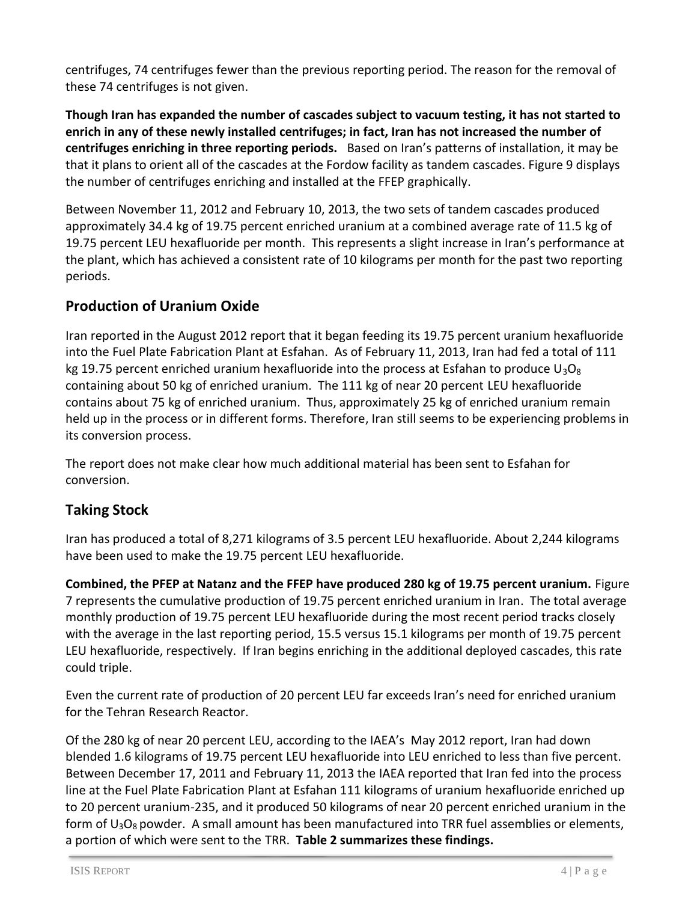centrifuges, 74 centrifuges fewer than the previous reporting period. The reason for the removal of these 74 centrifuges is not given.

**Though Iran has expanded the number of cascades subject to vacuum testing, it has not started to enrich in any of these newly installed centrifuges; in fact, Iran has not increased the number of centrifuges enriching in three reporting periods.** Based on Iran's patterns of installation, it may be that it plans to orient all of the cascades at the Fordow facility as tandem cascades. Figure 9 displays the number of centrifuges enriching and installed at the FFEP graphically.

Between November 11, 2012 and February 10, 2013, the two sets of tandem cascades produced approximately 34.4 kg of 19.75 percent enriched uranium at a combined average rate of 11.5 kg of 19.75 percent LEU hexafluoride per month. This represents a slight increase in Iran's performance at the plant, which has achieved a consistent rate of 10 kilograms per month for the past two reporting periods.

## Production of Uranium Oxide

Iran reported in the August 2012 report that it began feeding its 19.75 percent uranium hexafluoride into the Fuel Plate Fabrication Plant at Esfahan. As of February 11, 2013, Iran had fed a total of 111 kg 19.75 percent enriched uranium hexafluoride into the process at Esfahan to produce $U_3O_8$ containing about 50 kg of enriched uranium. The 111 kg of near 20 percent LEU hexafluoride contains about 75 kg of enriched uranium. Thus, approximately 25 kg of enriched uranium remain held up in the process or in different forms. Therefore, Iran still seems to be experiencing problems in its conversion process.

The report does not make clear how much additional material has been sent to Esfahan for conversion.

## Taking Stock

Iran has produced a total of 8,271 kilograms of 3.5 percent LEU hexafluoride. About 2,244 kilograms have been used to make the 19.75 percent LEU hexafluoride.

**Combined, the PFEP at Natanz and the FFEP have produced 280 kg of 19.75 percent uranium.** Figure 7 represents the cumulative production of 19.75 percent enriched uranium in Iran. The total average monthly production of 19.75 percent LEU hexafluoride during the most recent period tracks closely with the average in the last reporting period, 15.5 versus 15.1 kilograms per month of 19.75 percent LEU hexafluoride, respectively. If Iran begins enriching in the additional deployed cascades, this rate could triple.

Even the current rate of production of 20 percent LEU far exceeds Iran's need for enriched uranium for the Tehran Research Reactor.

Of the 280 kg of near 20 percent LEU, according to the IAEA's May 2012 report, Iran had down blended 1.6 kilograms of 19.75 percent LEU hexafluoride into LEU enriched to less than five percent. Between December 17, 2011 and February 11, 2013 the IAEA reported that Iran fed into the process line at the Fuel Plate Fabrication Plant at Esfahan 111 kilograms of uranium hexafluoride enriched up to 20 percent uranium-235, and it produced 50 kilograms of near 20 percent enriched uranium in the form of $U_3O_8$ powder. A small amount has been manufactured into TRR fuel assemblies or elements, a portion of which were sent to the TRR. **Table 2 summarizes these findings.**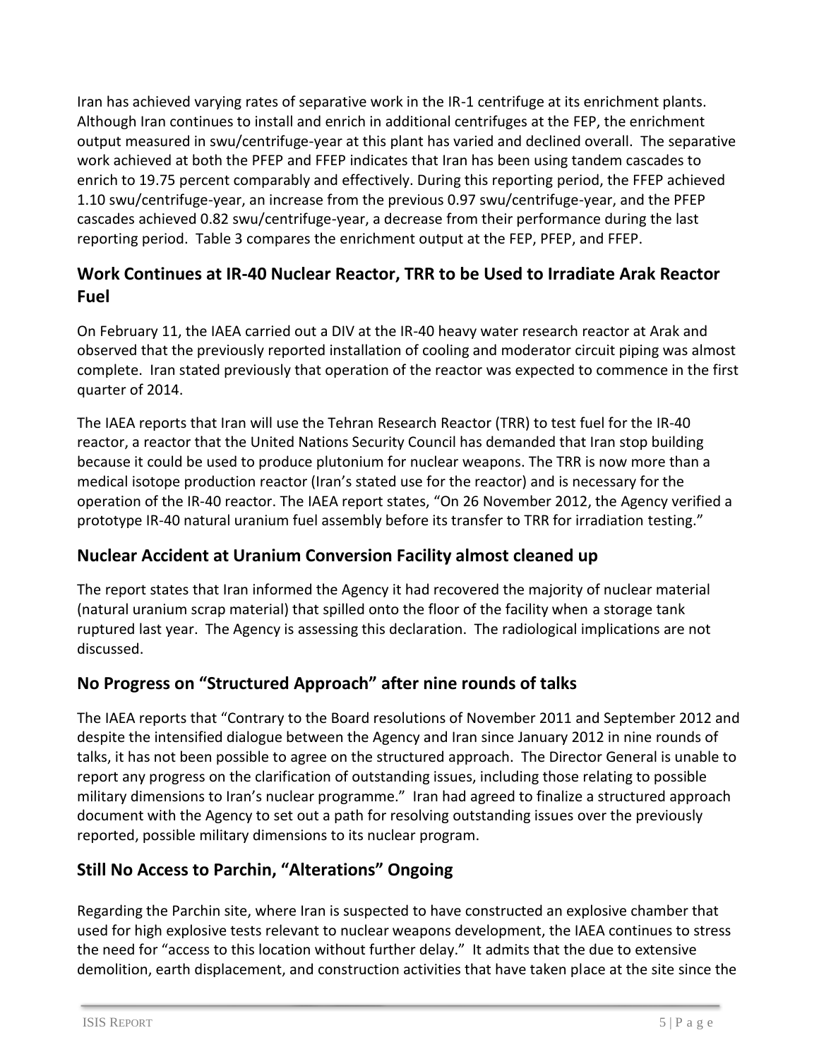Iran has achieved varying rates of separative work in the IR-1 centrifuge at its enrichment plants. Although Iran continues to install and enrich in additional centrifuges at the FEP, the enrichment output measured in swu/centrifuge-year at this plant has varied and declined overall. The separative work achieved at both the PFEP and FFEP indicates that Iran has been using tandem cascades to enrich to 19.75 percent comparably and effectively. During this reporting period, the FFEP achieved 1.10 swu/centrifuge-year, an increase from the previous 0.97 swu/centrifuge-year, and the PFEP cascades achieved 0.82 swu/centrifuge-year, a decrease from their performance during the last reporting period. Table 3 compares the enrichment output at the FEP, PFEP, and FFEP.

## Work Continues at IR-40 Nuclear Reactor, TRR to be Used to Irradiate Arak Reactor Fuel

On February 11, the IAEA carried out a DIV at the IR-40 heavy water research reactor at Arak and observed that the previously reported installation of cooling and moderator circuit piping was almost complete. Iran stated previously that operation of the reactor was expected to commence in the first quarter of 2014.

The IAEA reports that Iran will use the Tehran Research Reactor (TRR) to test fuel for the IR-40 reactor, a reactor that the United Nations Security Council has demanded that Iran stop building because it could be used to produce plutonium for nuclear weapons. The TRR is now more than a medical isotope production reactor (Iran's stated use for the reactor) and is necessary for the operation of the IR-40 reactor. The IAEA report states, "On 26 November 2012, the Agency verified a prototype IR-40 natural uranium fuel assembly before its transfer to TRR for irradiation testing."

## Nuclear Accident at Uranium Conversion Facility almost cleaned up

The report states that Iran informed the Agency it had recovered the majority of nuclear material (natural uranium scrap material) that spilled onto the floor of the facility when a storage tank ruptured last year. The Agency is assessing this declaration. The radiological implications are not discussed.

## No Progress on "Structured Approach" after nine rounds of talks

The IAEA reports that "Contrary to the Board resolutions of November 2011 and September 2012 and despite the intensified dialogue between the Agency and Iran since January 2012 in nine rounds of talks, it has not been possible to agree on the structured approach. The Director General is unable to report any progress on the clarification of outstanding issues, including those relating to possible military dimensions to Iran's nuclear programme." Iran had agreed to finalize a structured approach document with the Agency to set out a path for resolving outstanding issues over the previously reported, possible military dimensions to its nuclear program.

## Still No Access to Parchin, "Alterations" Ongoing

Regarding the Parchin site, where Iran is suspected to have constructed an explosive chamber that used for high explosive tests relevant to nuclear weapons development, the IAEA continues to stress the need for "access to this location without further delay." It admits that the due to extensive demolition, earth displacement, and construction activities that have taken place at the site since the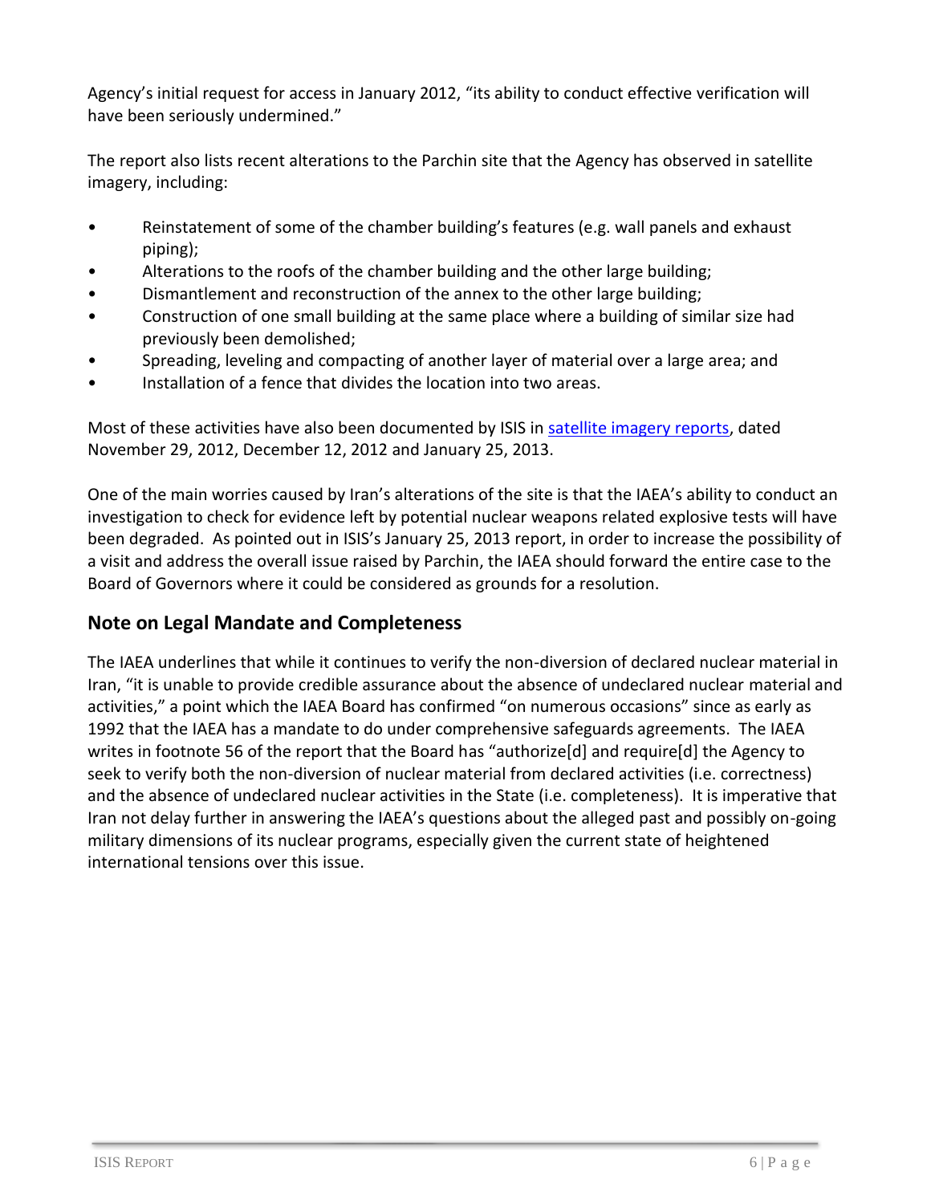Agency's initial request for access in January 2012, "its ability to conduct effective verification will have been seriously undermined."

The report also lists recent alterations to the Parchin site that the Agency has observed in satellite imagery, including:

- Reinstatement of some of the chamber building's features (e.g. wall panels and exhaust piping);
- Alterations to the roofs of the chamber building and the other large building;
- Dismantlement and reconstruction of the annex to the other large building;
- Construction of one small building at the same place where a building of similar size had previously been demolished;
- Spreading, leveling and compacting of another layer of material over a large area; and
- Installation of a fence that divides the location into two areas.

Most of these activities have also been documented by ISIS in satellite imagery reports, dated November 29, 2012, December 12, 2012 and January 25, 2013.

One of the main worries caused by Iran's alterations of the site is that the IAEA's ability to conduct an investigation to check for evidence left by potential nuclear weapons related explosive tests will have been degraded. As pointed out in ISIS's January 25, 2013 report, in order to increase the possibility of a visit and address the overall issue raised by Parchin, the IAEA should forward the entire case to the Board of Governors where it could be considered as grounds for a resolution.

## Note on Legal Mandate and Completeness

The IAEA underlines that while it continues to verify the non-diversion of declared nuclear material in Iran, "it is unable to provide credible assurance about the absence of undeclared nuclear material and activities," a point which the IAEA Board has confirmed "on numerous occasions" since as early as 1992 that the IAEA has a mandate to do under comprehensive safeguards agreements. The IAEA writes in footnote 56 of the report that the Board has "authorize[d] and require[d] the Agency to seek to verify both the non-diversion of nuclear material from declared activities (i.e. correctness) and the absence of undeclared nuclear activities in the State (i.e. completeness). It is imperative that Iran not delay further in answering the IAEA's questions about the alleged past and possibly on-going military dimensions of its nuclear programs, especially given the current state of heightened international tensions over this issue.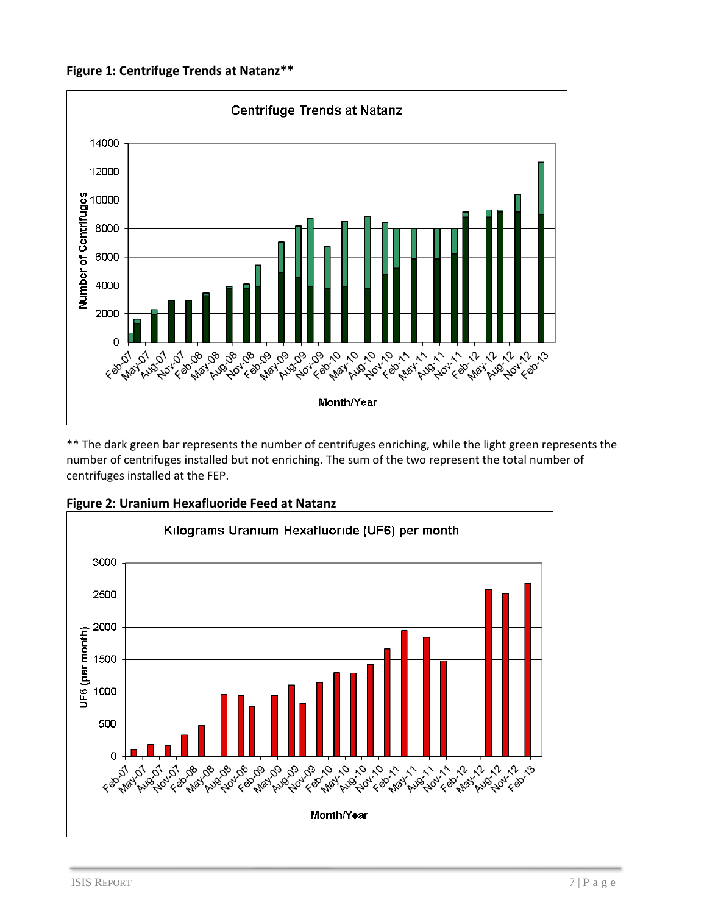**Figure 1: Centrifuge Trends at Natanz****

** The dark green bar represents the number of centrifuges enriching, while the light green represents the number of centrifuges installed but not enriching. The sum of the two represent the total number of centrifuges installed at the FEP.

**Figure 2: Uranium Hexafluoride Feed at Natanz**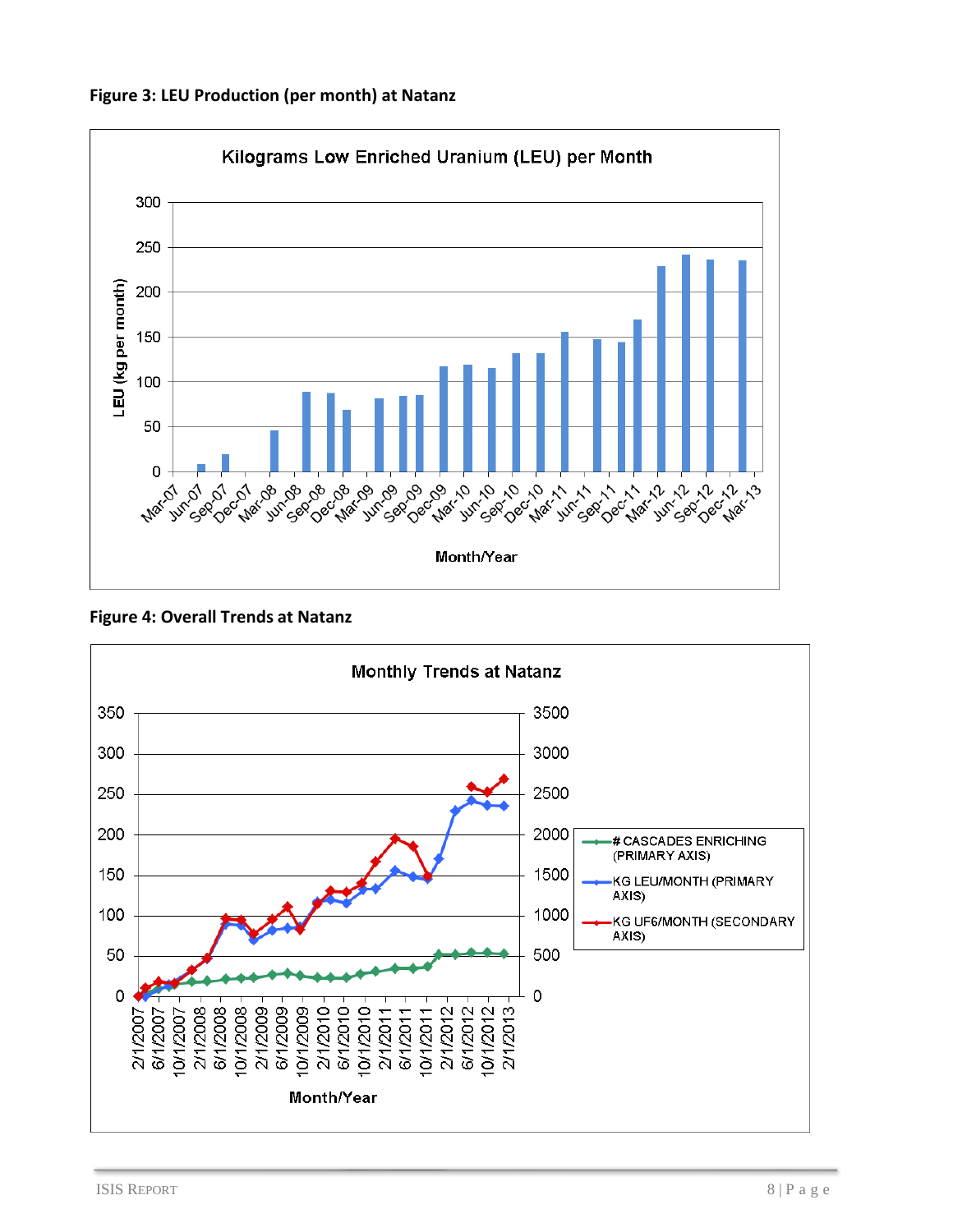**Figure 3: LEU Production (per month) at Natanz**

**Figure 4: Overall Trends at Natanz**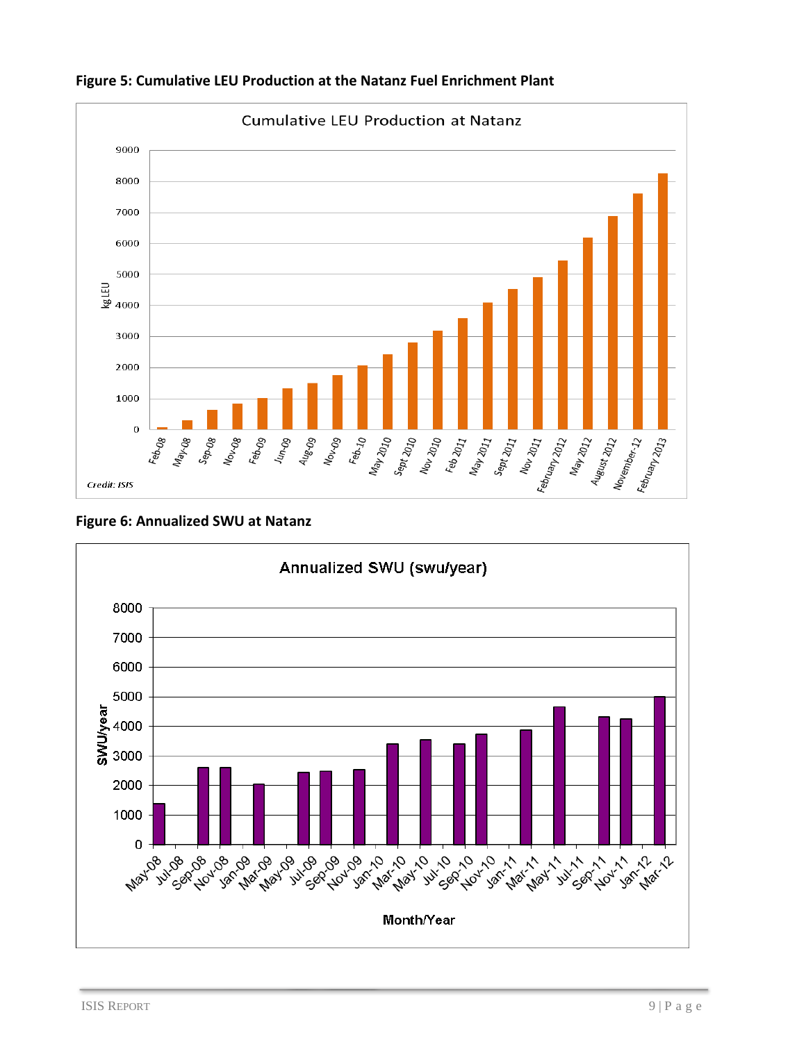**Figure 5: Cumulative LEU Production at the Natanz Fuel Enrichment Plant**

**Figure 6: Annualized SWU at Natanz**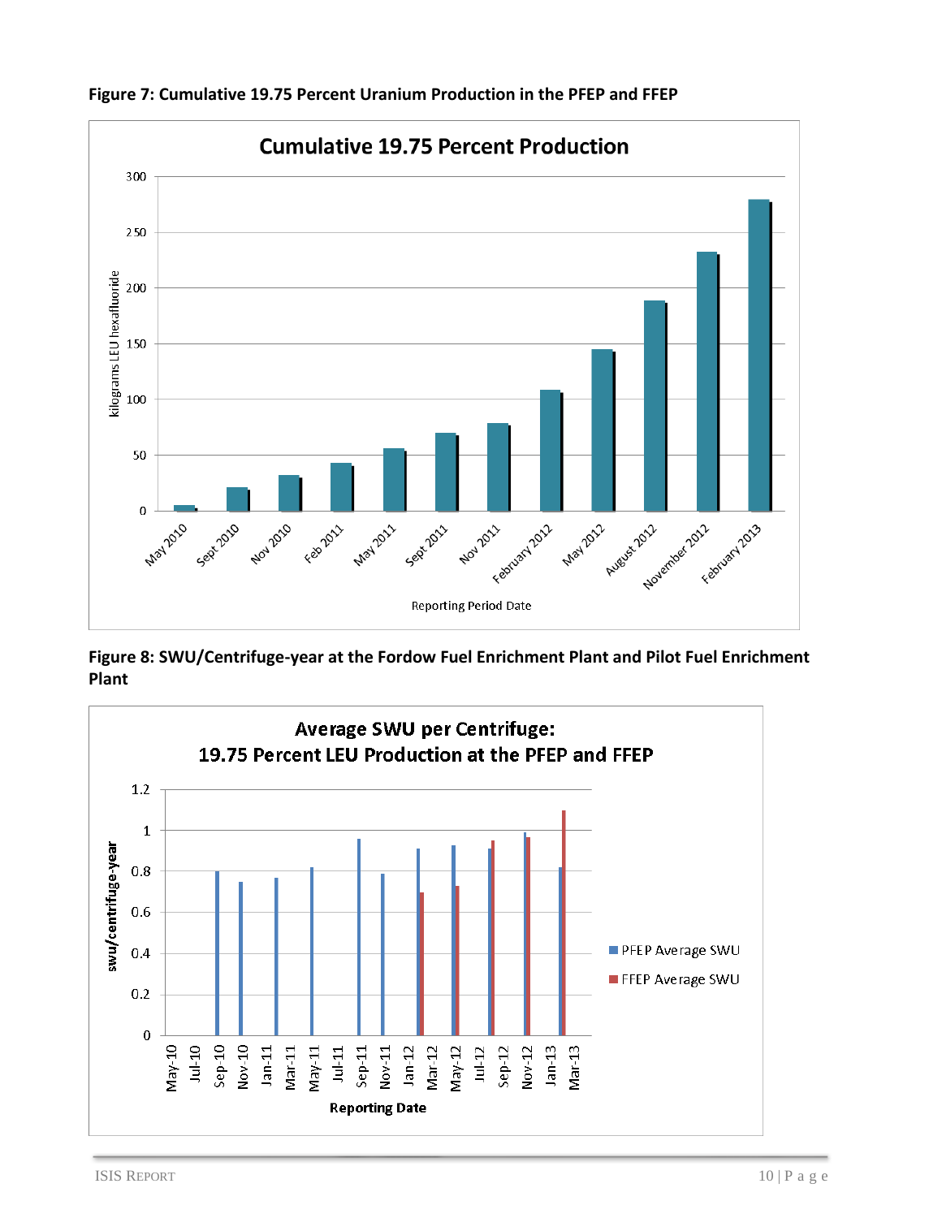**Figure 7: Cumulative 19.75 Percent Uranium Production in the PFEP and FFEP**

**Figure 8: SWU/Centrifuge-year at the Fordow Fuel Enrichment Plant and Pilot Fuel Enrichment Plant**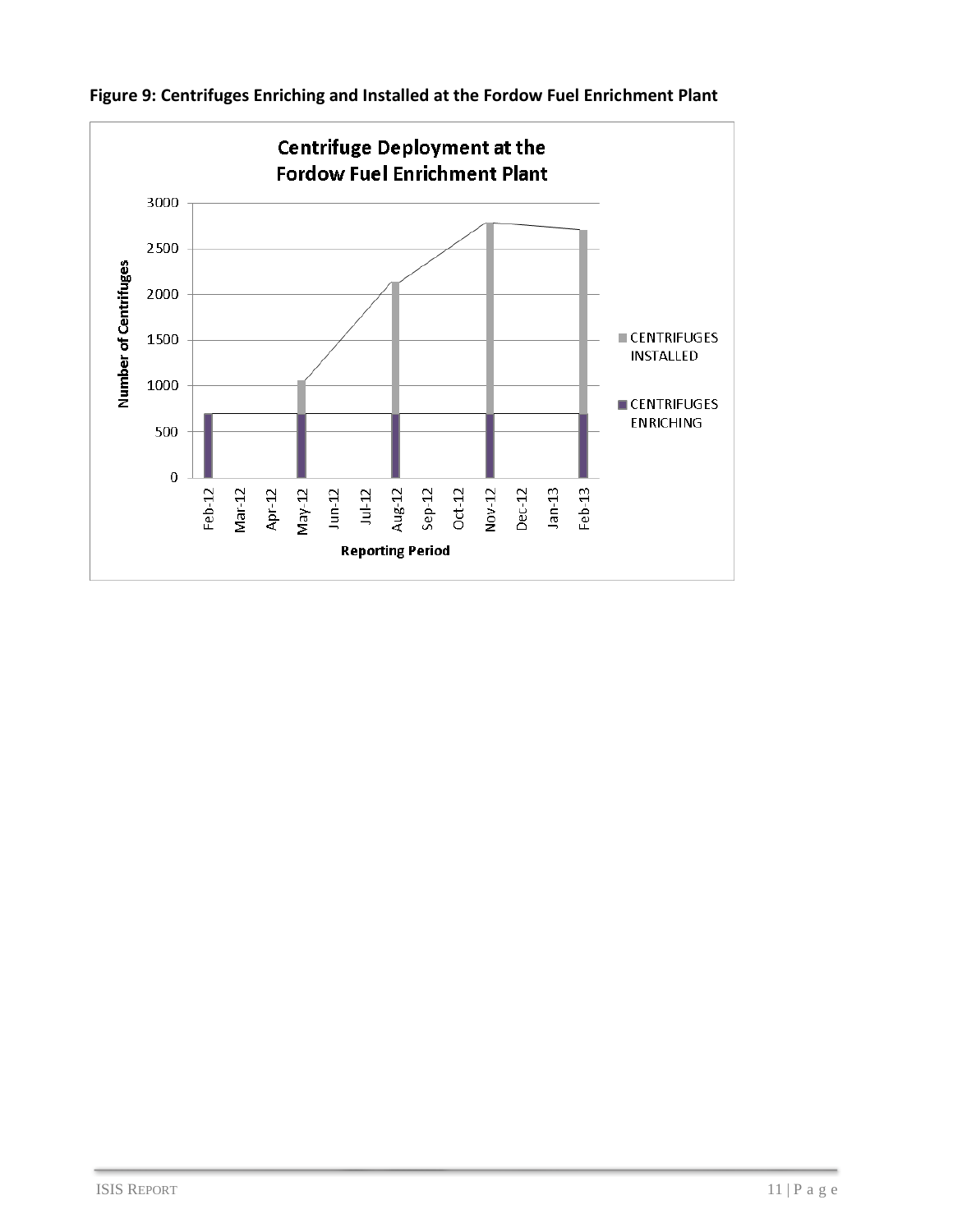**Figure 9: Centrifuges Enriching and Installed at the Fordow Fuel Enrichment Plant**

Centrifuge Deployment at the Fordow Fuel Enrichment Plant

Number of Centrifuges

Reporting Period

CENTRIFUGES INSTALLED

CENTRIFUGES ENRICHING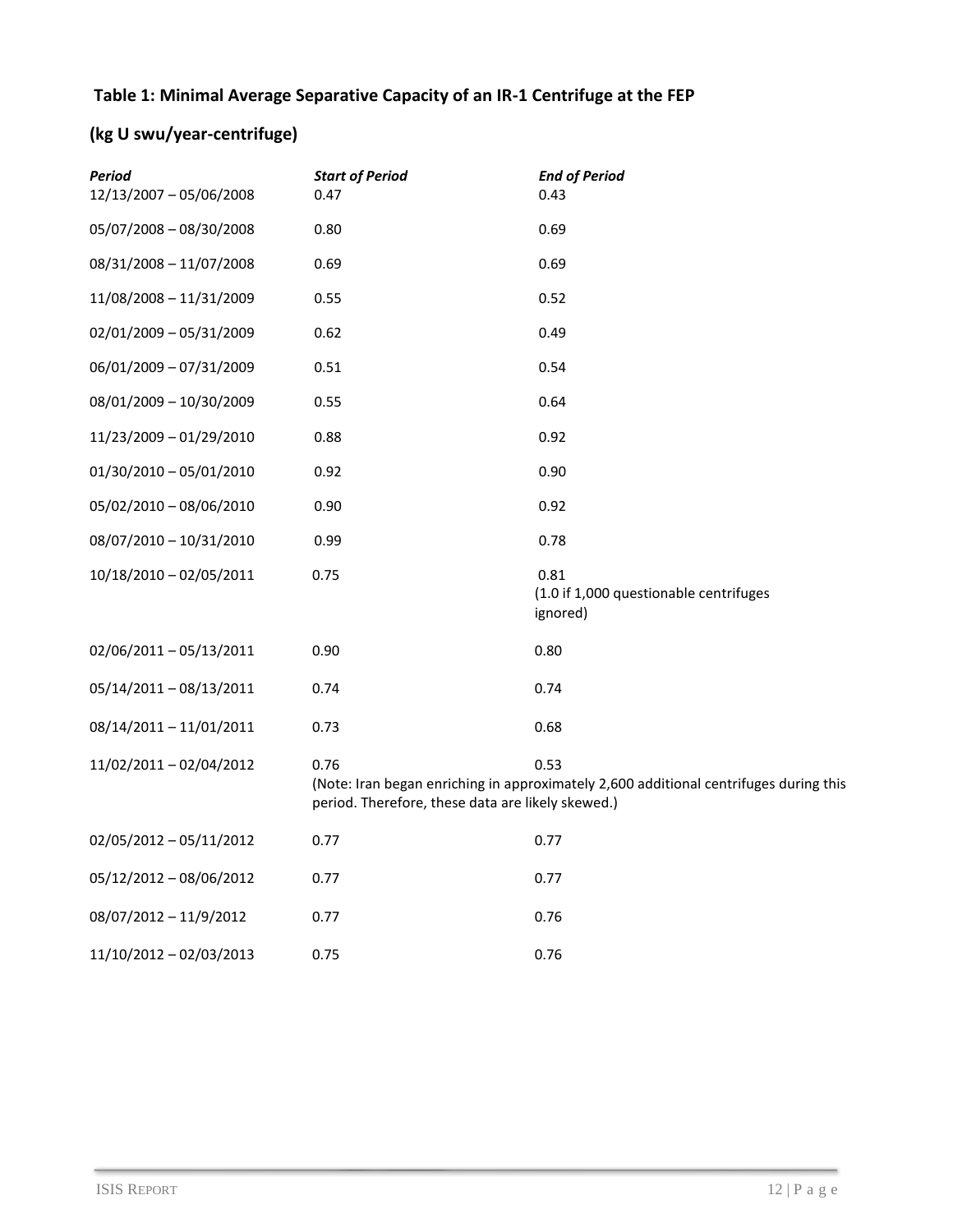**Table 1: Minimal Average Separative Capacity of an IR-1 Centrifuge at the FEP**

**(kg U swu/year-centrifuge)**

| *Period* | *Start of Period* | *End of Period* |
|---|---|---|
| 12/13/2007 – 05/06/2008 | 0.47 | 0.43 |
| 05/07/2008 – 08/30/2008 | 0.80 | 0.69 |
| 08/31/2008 – 11/07/2008 | 0.69 | 0.69 |
| 11/08/2008 – 11/31/2009 | 0.55 | 0.52 |
| 02/01/2009 – 05/31/2009 | 0.62 | 0.49 |
| 06/01/2009 – 07/31/2009 | 0.51 | 0.54 |
| 08/01/2009 – 10/30/2009 | 0.55 | 0.64 |
| 11/23/2009 – 01/29/2010 | 0.88 | 0.92 |
| 01/30/2010 – 05/01/2010 | 0.92 | 0.90 |
| 05/02/2010 – 08/06/2010 | 0.90 | 0.92 |
| 08/07/2010 – 10/31/2010 | 0.99 | 0.78 |
| 10/18/2010 – 02/05/2011 | 0.75 | 0.81 (1.0 if 1,000 questionable centrifuges ignored) |
| 02/06/2011 – 05/13/2011 | 0.90 | 0.80 |
| 05/14/2011 – 08/13/2011 | 0.74 | 0.74 |
| 08/14/2011 – 11/01/2011 | 0.73 | 0.68 |
| 11/02/2011 – 02/04/2012 | 0.76 | 0.53 |
| | (Note: Iran began enriching in approximately 2,600 additional centrifuges during this period. Therefore, these data are likely skewed.) | |
| 02/05/2012 – 05/11/2012 | 0.77 | 0.77 |
| 05/12/2012 – 08/06/2012 | 0.77 | 0.77 |
| 08/07/2012 – 11/9/2012 | 0.77 | 0.76 |
| 11/10/2012 – 02/03/2013 | 0.75 | 0.76 |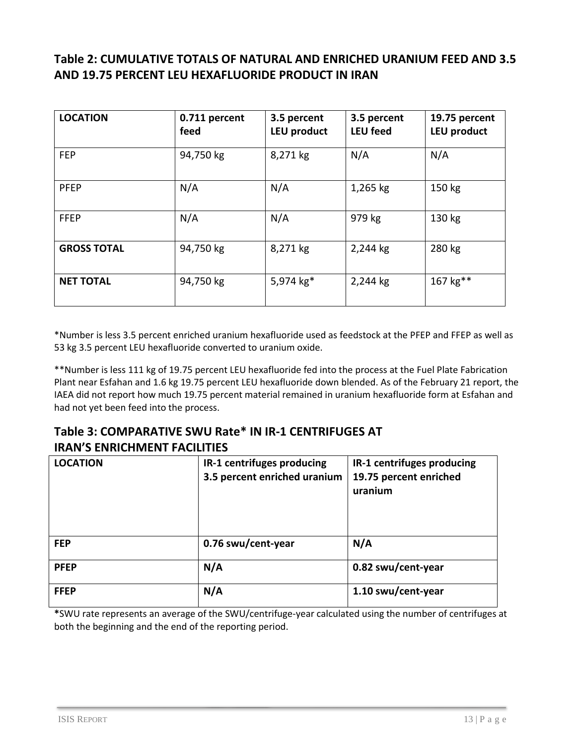## Table 2: CUMULATIVE TOTALS OF NATURAL AND ENRICHED URANIUM FEED AND 3.5 AND 19.75 PERCENT LEU HEXAFLUORIDE PRODUCT IN IRAN

| LOCATION | 0.711 percent feed | 3.5 percent LEU product | 3.5 percent LEU feed | 19.75 percent LEU product |
|---|---|---|---|---|
| FEP | 94,750 kg | 8,271 kg | N/A | N/A |
| PFEP | N/A | N/A | 1,265 kg | 150 kg |
| FFEP | N/A | N/A | 979 kg | 130 kg |
| **GROSS TOTAL** | 94,750 kg | 8,271 kg | 2,244 kg | 280 kg |
| **NET TOTAL** | 94,750 kg | 5,974 kg* | 2,244 kg | 167 kg** |

*Number is less 3.5 percent enriched uranium hexafluoride used as feedstock at the PFEP and FFEP as well as 53 kg 3.5 percent LEU hexafluoride converted to uranium oxide.

**Number is less 111 kg of 19.75 percent LEU hexafluoride fed into the process at the Fuel Plate Fabrication Plant near Esfahan and 1.6 kg 19.75 percent LEU hexafluoride down blended. As of the February 21 report, the IAEA did not report how much 19.75 percent material remained in uranium hexafluoride form at Esfahan and had not yet been feed into the process.

## Table 3: COMPARATIVE SWU Rate* IN IR-1 CENTRIFUGES AT IRAN'S ENRICHMENT FACILITIES

| LOCATION | IR-1 centrifuges producing 3.5 percent enriched uranium | IR-1 centrifuges producing 19.75 percent enriched uranium |
|---|---|---|
| **FEP** | **0.76 swu/cent-year** | **N/A** |
| **PFEP** | **N/A** | **0.82 swu/cent-year** |
| **FFEP** | **N/A** | **1.10 swu/cent-year** |

***SWU rate represents an average of the SWU/centrifuge-year calculated using the number of centrifuges at both the beginning and the end of the reporting period.